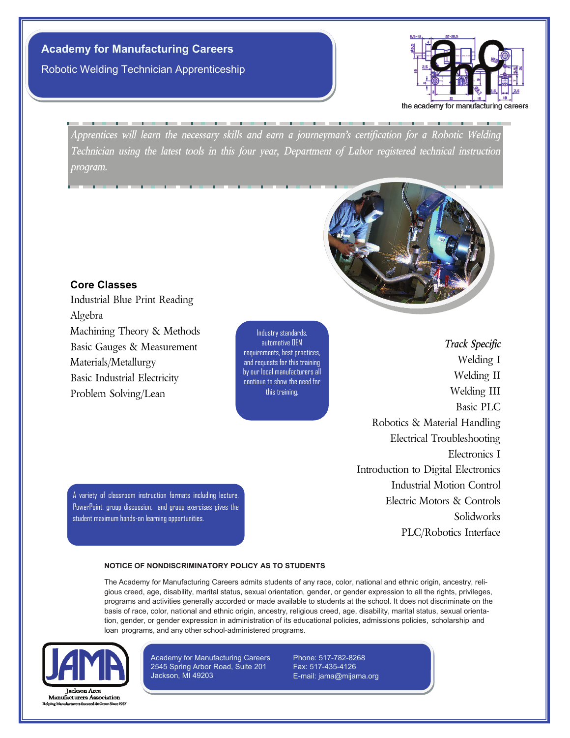# Academy for Manufacturing Careers

## Robotic Welding Technician Apprenticeship

the academy for manufacturing careers

*Apprentices will learn the necessary skills and earn a journeyman's certification for a Robotic Welding Technician using the latest tools in this four year, Department of Labor registered technical instruction program.*

### Core Classes

- Industrial Blue Print Reading
- Algebra
- Machining Theory & Methods
- Basic Gauges & Measurement
- Materials/Metallurgy
- Basic Industrial Electricity
- Problem Solving/Lean

Industry standards, automotive OEM requirements, best practices, and requests for this training by our local manufacturers all continue to show the need for this training.

### *Track Specific*

- Welding I
- Welding II
- Welding III
- Basic PLC
- Robotics & Material Handling
- Electrical Troubleshooting
- Electronics I
- Introduction to Digital Electronics
- Industrial Motion Control
- Electric Motors & Controls
- Solidworks
- PLC/Robotics Interface

A variety of classroom instruction formats including lecture, PowerPoint, group discussion, and group exercises gives the student maximum hands-on learning opportunities.

**NOTICE OF NONDISCRIMINATORY POLICY AS TO STUDENTS**

The Academy for Manufacturing Careers admits students of any race, color, national and ethnic origin, ancestry, religious creed, age, disability, marital status, sexual orientation, gender, or gender expression to all the rights, privileges, programs and activities generally accorded or made available to students at the school. It does not discriminate on the basis of race, color, national and ethnic origin, ancestry, religious creed, age, disability, marital status, sexual orientation, gender, or gender expression in administration of its educational policies, admissions policies, scholarship and loan programs, and any other school-administered programs.

JAMA
Jackson Area Manufacturers Association
Helping Manufacturers Succeed & Grow Since 1937

Academy for Manufacturing Careers
2545 Spring Arbor Road, Suite 201
Jackson, MI 49203

Phone: 517-782-8268
Fax: 517-435-4126
E-mail: jama@mijama.org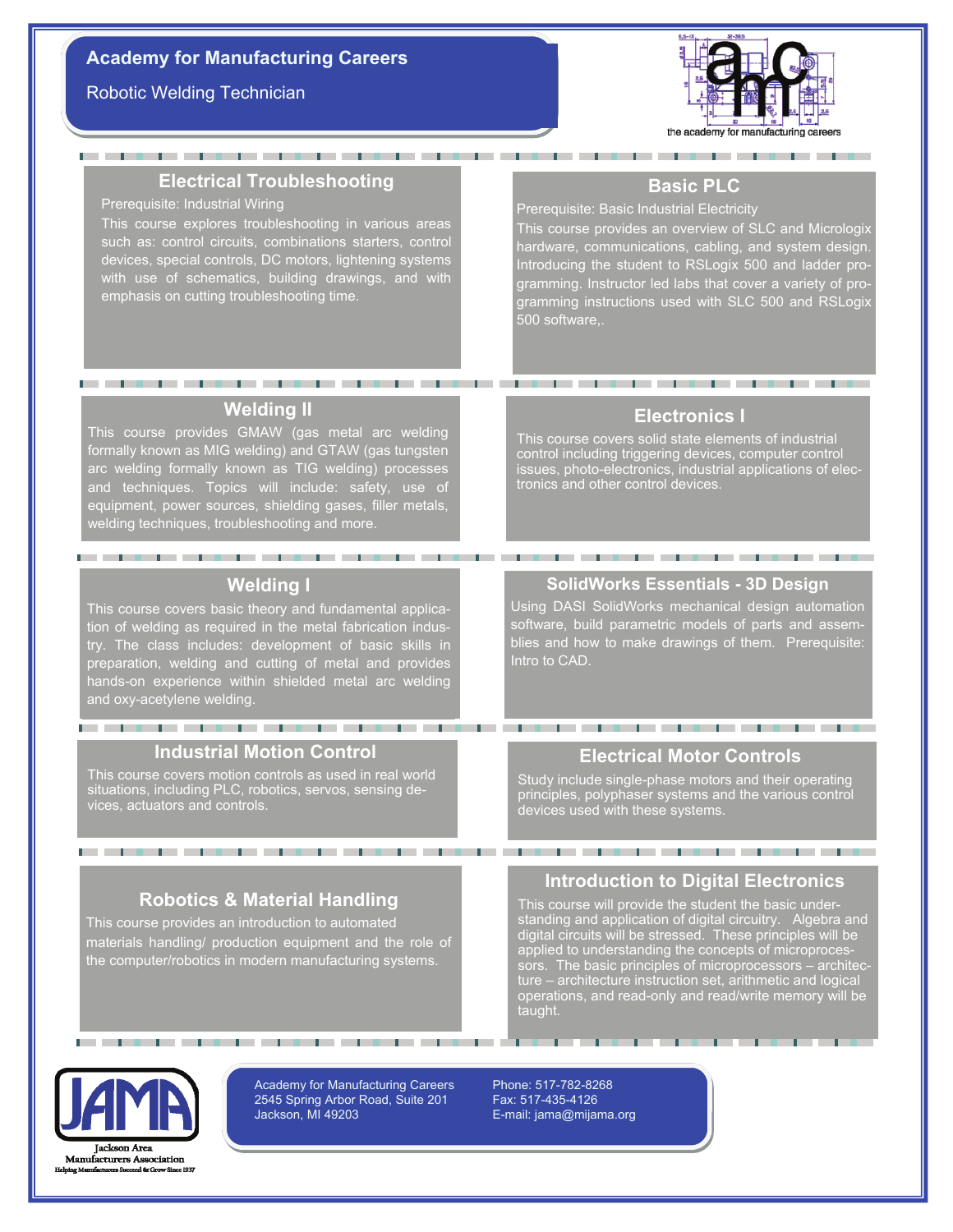# Academy for Manufacturing Careers

Robotic Welding Technician

the academy for manufacturing careers

## Electrical Troubleshooting

Prerequisite: Industrial Wiring

This course explores troubleshooting in various areas such as: control circuits, combinations starters, control devices, special controls, DC motors, lightening systems with use of schematics, building drawings, and with emphasis on cutting troubleshooting time.

## Basic PLC

Prerequisite: Basic Industrial Electricity

This course provides an overview of SLC and Micrologix hardware, communications, cabling, and system design. Introducing the student to RSLogix 500 and ladder programming. Instructor led labs that cover a variety of programming instructions used with SLC 500 and RSLogix 500 software,.

## Welding II

This course provides GMAW (gas metal arc welding formally known as MIG welding) and GTAW (gas tungsten arc welding formally known as TIG welding) processes and techniques. Topics will include: safety, use of equipment, power sources, shielding gases, filler metals, welding techniques, troubleshooting and more.

## Electronics I

This course covers solid state elements of industrial control including triggering devices, computer control issues, photo-electronics, industrial applications of electronics and other control devices.

## Welding I

This course covers basic theory and fundamental application of welding as required in the metal fabrication industry. The class includes: development of basic skills in preparation, welding and cutting of metal and provides hands-on experience within shielded metal arc welding and oxy-acetylene welding.

## SolidWorks Essentials - 3D Design

Using DASI SolidWorks mechanical design automation software, build parametric models of parts and assemblies and how to make drawings of them. Prerequisite: Intro to CAD.

## Industrial Motion Control

This course covers motion controls as used in real world situations, including PLC, robotics, servos, sensing devices, actuators and controls.

## Electrical Motor Controls

Study include single-phase motors and their operating principles, polyphaser systems and the various control devices used with these systems.

## Robotics & Material Handling

This course provides an introduction to automated materials handling/ production equipment and the role of the computer/robotics in modern manufacturing systems.

## Introduction to Digital Electronics

This course will provide the student the basic understanding and application of digital circuitry. Algebra and digital circuits will be stressed. These principles will be applied to understanding the concepts of microprocessors. The basic principles of microprocessors – architecture – architecture instruction set, arithmetic and logical operations, and read-only and read/write memory will be taught.

JAMA

Jackson Area Manufacturers Association

Helping Manufacturers Succeed & Grow Since 1937

Academy for Manufacturing Careers
2545 Spring Arbor Road, Suite 201
Jackson, MI 49203

Phone: 517-782-8268
Fax: 517-435-4126
E-mail: jama@mijama.org